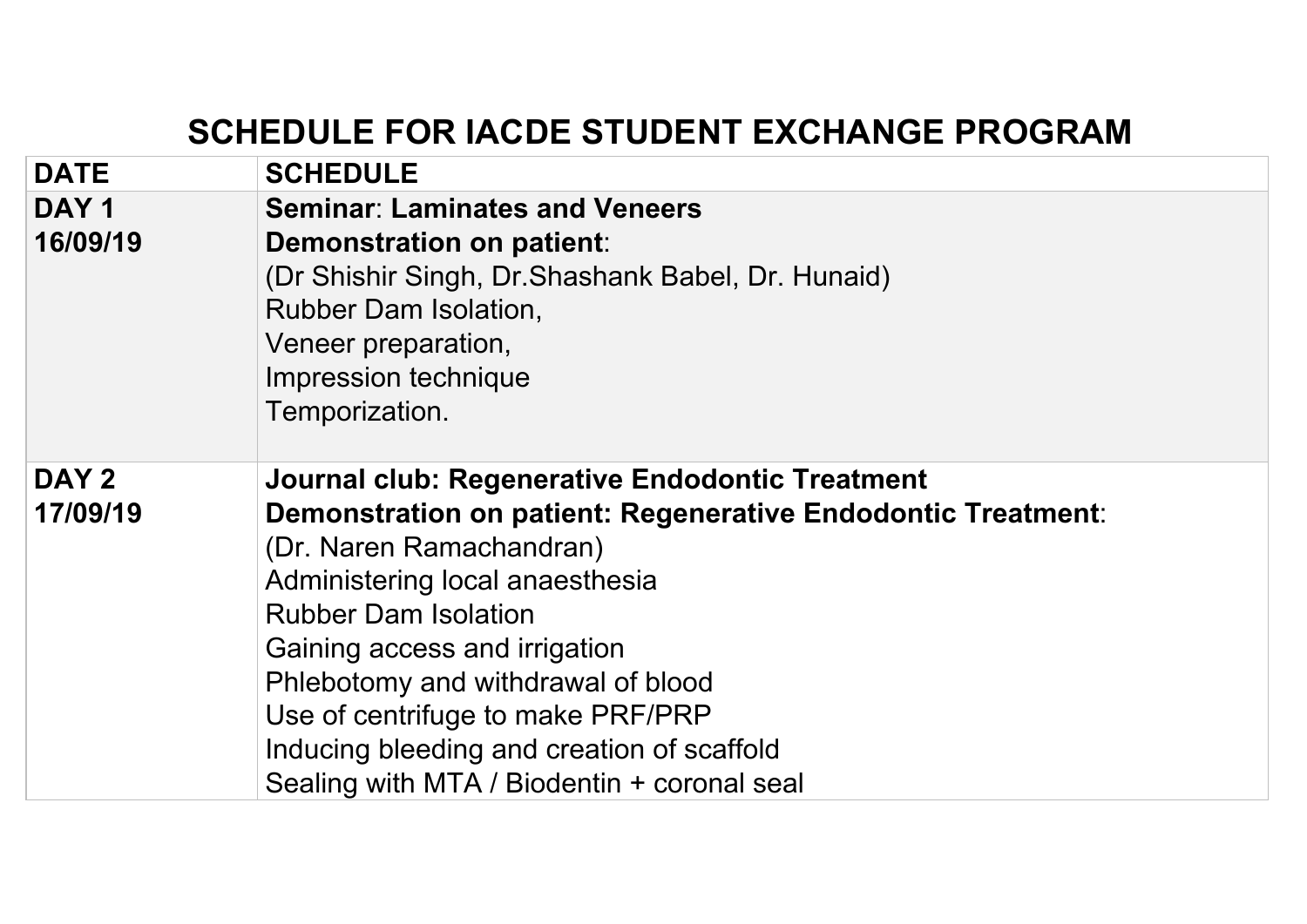# SCHEDULE FOR IACDE STUDENT EXCHANGE PROGRAM

| DATE | SCHEDULE |
|---|---|
| **DAY 1**<br>**16/09/19** | **Seminar**: **Laminates and Veneers**<br>**Demonstration on patient**:<br>(Dr Shishir Singh, Dr.Shashank Babel, Dr. Hunaid)<br>Rubber Dam Isolation,<br>Veneer preparation,<br>Impression technique<br>Temporization. |
| **DAY 2**<br>**17/09/19** | **Journal club: Regenerative Endodontic Treatment**<br>**Demonstration on patient: Regenerative Endodontic Treatment**:<br>(Dr. Naren Ramachandran)<br>Administering local anaesthesia<br>Rubber Dam Isolation<br>Gaining access and irrigation<br>Phlebotomy and withdrawal of blood<br>Use of centrifuge to make PRF/PRP<br>Inducing bleeding and creation of scaffold<br>Sealing with MTA / Biodentin + coronal seal |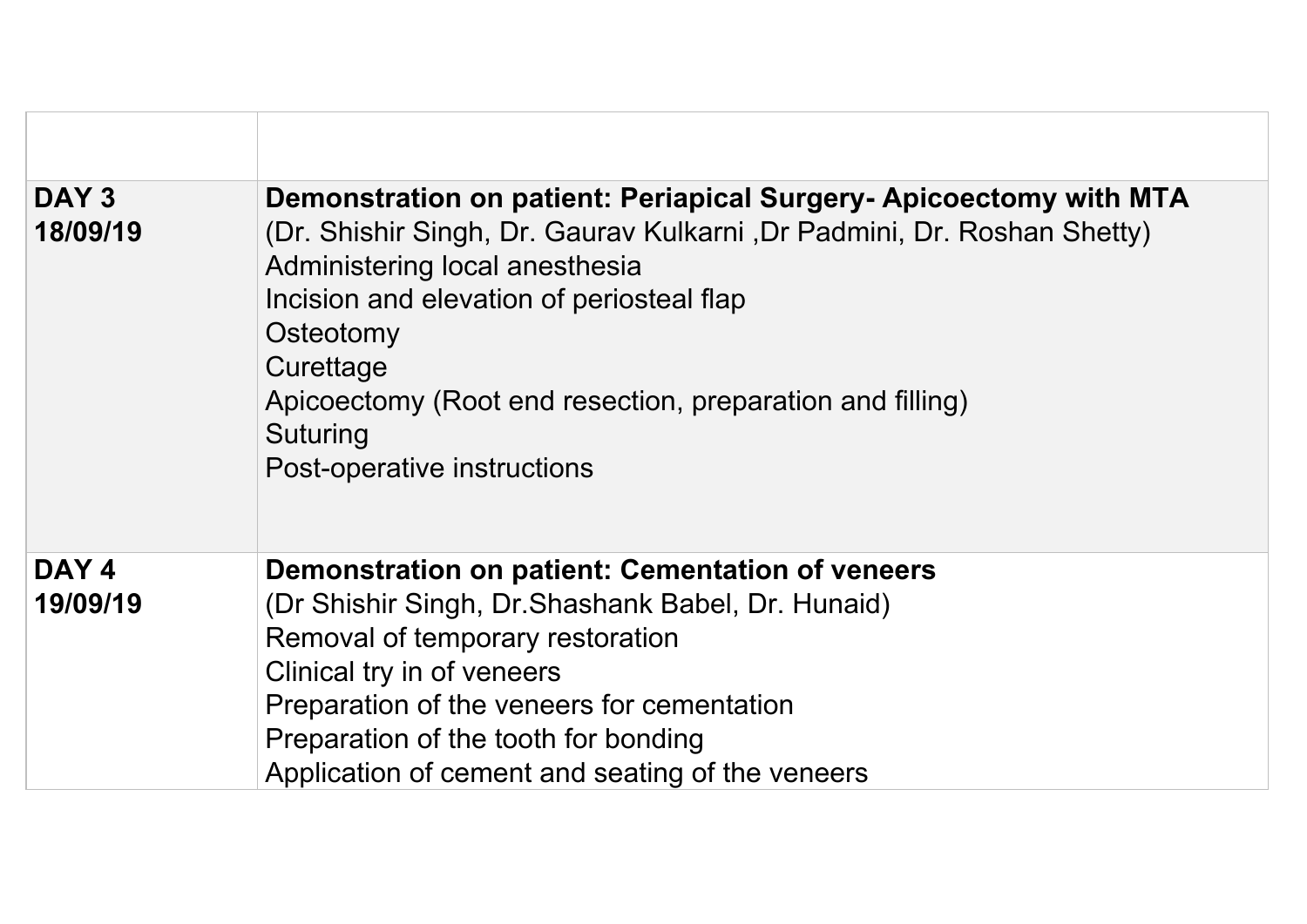| | |
|---|---|
| **DAY 3**<br>**18/09/19** | **Demonstration on patient: Periapical Surgery- Apicoectomy with MTA**<br>(Dr. Shishir Singh, Dr. Gaurav Kulkarni ,Dr Padmini, Dr. Roshan Shetty)<br>Administering local anesthesia<br>Incision and elevation of periosteal flap<br>Osteotomy<br>Curettage<br>Apicoectomy (Root end resection, preparation and filling)<br>Suturing<br>Post-operative instructions |
| **DAY 4**<br>**19/09/19** | **Demonstration on patient: Cementation of veneers**<br>(Dr Shishir Singh, Dr.Shashank Babel, Dr. Hunaid)<br>Removal of temporary restoration<br>Clinical try in of veneers<br>Preparation of the veneers for cementation<br>Preparation of the tooth for bonding<br>Application of cement and seating of the veneers |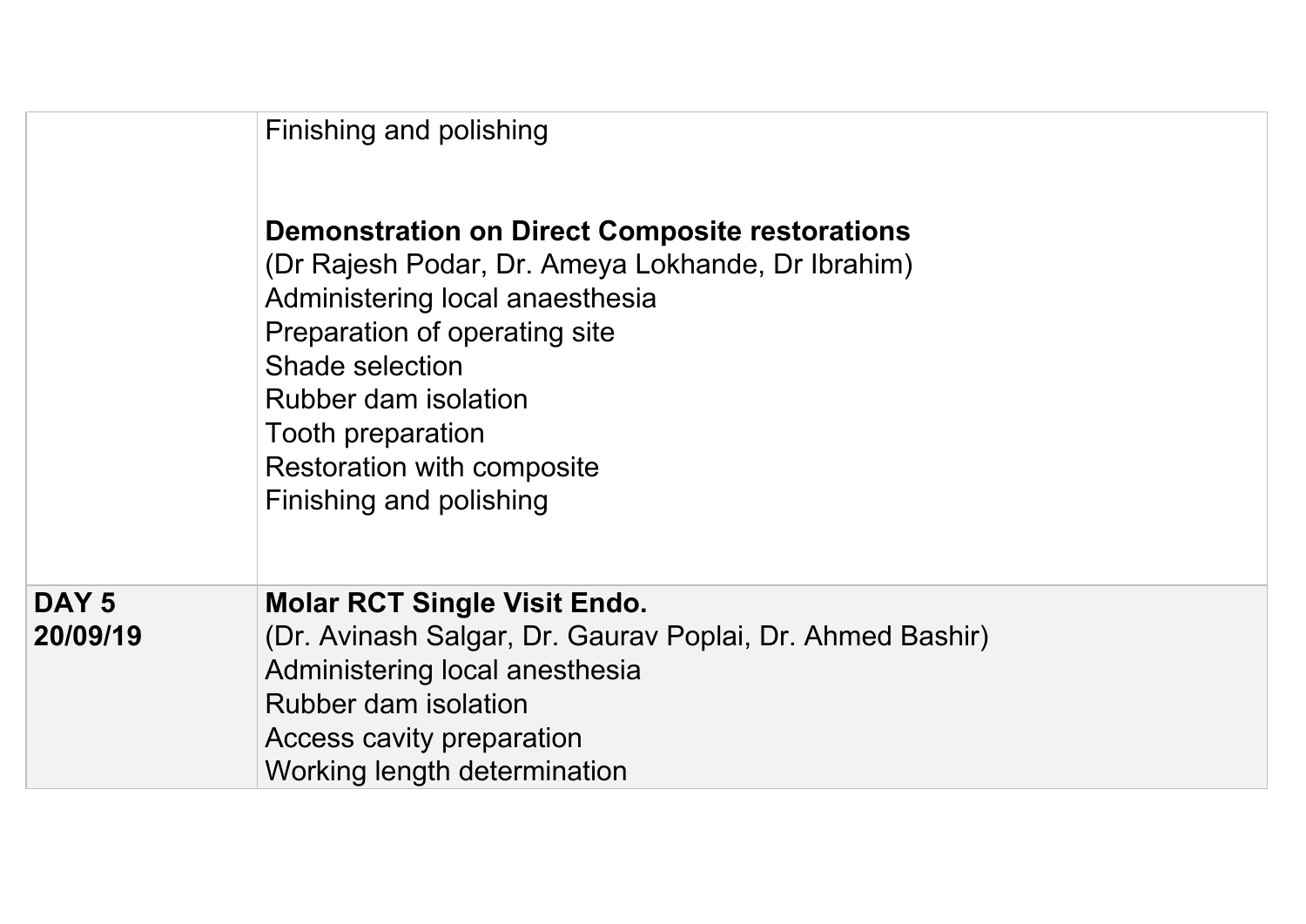|  |  |
| --- | --- |
|  | Finishing and polishing<br><br>**Demonstration on Direct Composite restorations**<br>(Dr Rajesh Podar, Dr. Ameya Lokhande, Dr Ibrahim)<br>Administering local anaesthesia<br>Preparation of operating site<br>Shade selection<br>Rubber dam isolation<br>Tooth preparation<br>Restoration with composite<br>Finishing and polishing |
| **DAY 5**<br>**20/09/19** | **Molar RCT Single Visit Endo.**<br>(Dr. Avinash Salgar, Dr. Gaurav Poplai, Dr. Ahmed Bashir)<br>Administering local anesthesia<br>Rubber dam isolation<br>Access cavity preparation<br>Working length determination |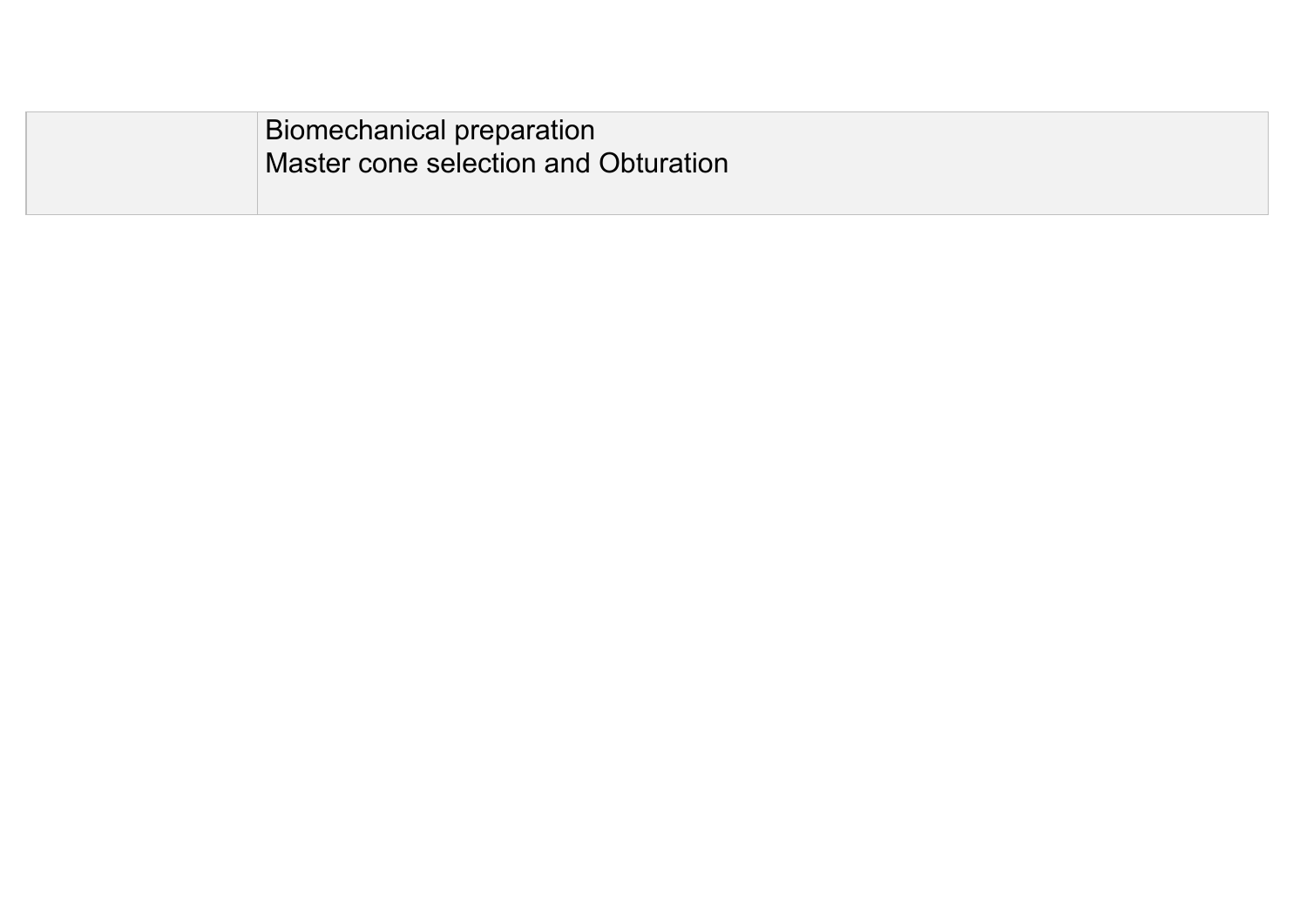| | |
|---|---|
| | Biomechanical preparation<br>Master cone selection and Obturation |